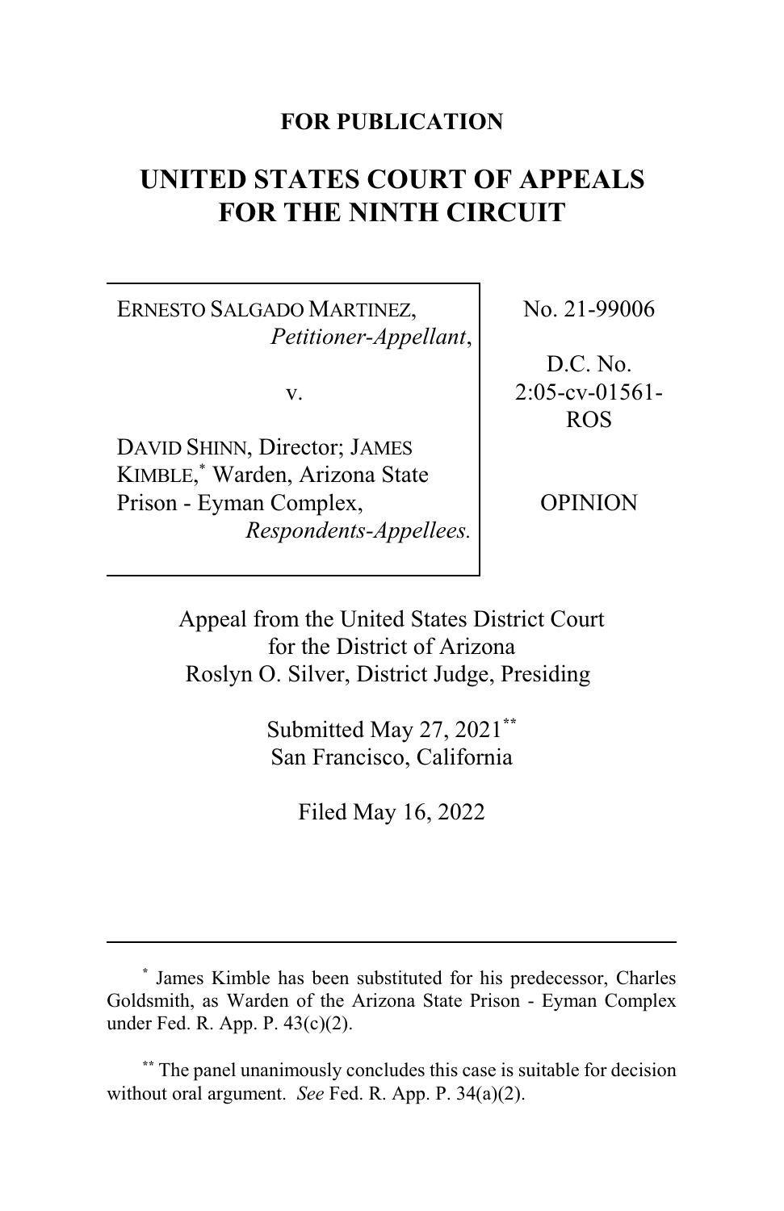**FOR PUBLICATION**

# UNITED STATES COURT OF APPEALS FOR THE NINTH CIRCUIT

ERNESTO SALGADO MARTINEZ,
*Petitioner-Appellant*,

v.

DAVID SHINN, Director; JAMES KIMBLE,[*] Warden, Arizona State Prison - Eyman Complex,
*Respondents-Appellees.*

No. 21-99006

D.C. No. 2:05-cv-01561-ROS

OPINION

Appeal from the United States District Court for the District of Arizona
Roslyn O. Silver, District Judge, Presiding

Submitted May 27, 2021[**]
San Francisco, California

Filed May 16, 2022

---

[*] James Kimble has been substituted for his predecessor, Charles Goldsmith, as Warden of the Arizona State Prison - Eyman Complex under Fed. R. App. P. 43(c)(2).

[**] The panel unanimously concludes this case is suitable for decision without oral argument. *See* Fed. R. App. P. 34(a)(2).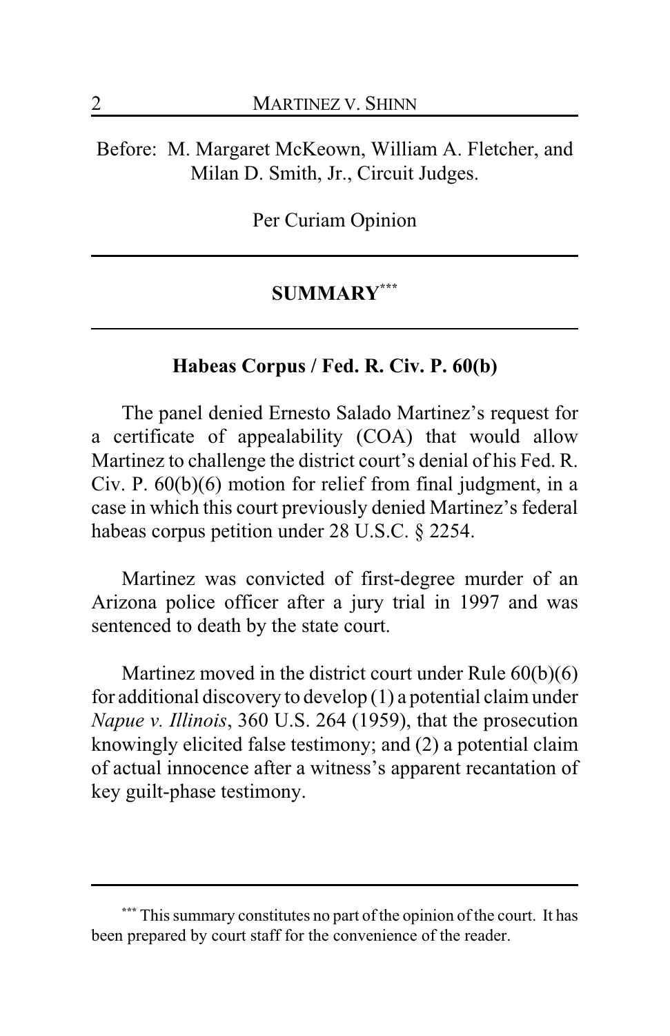Before: M. Margaret McKeown, William A. Fletcher, and Milan D. Smith, Jr., Circuit Judges.

Per Curiam Opinion

## SUMMARY[***]

### Habeas Corpus / Fed. R. Civ. P. 60(b)

The panel denied Ernesto Salado Martinez's request for a certificate of appealability (COA) that would allow Martinez to challenge the district court's denial of his Fed. R. Civ. P. 60(b)(6) motion for relief from final judgment, in a case in which this court previously denied Martinez's federal habeas corpus petition under 28 U.S.C. § 2254.

Martinez was convicted of first-degree murder of an Arizona police officer after a jury trial in 1997 and was sentenced to death by the state court.

Martinez moved in the district court under Rule 60(b)(6) for additional discovery to develop (1) a potential claim under *Napue v. Illinois*, 360 U.S. 264 (1959), that the prosecution knowingly elicited false testimony; and (2) a potential claim of actual innocence after a witness's apparent recantation of key guilt-phase testimony.

---

[***] This summary constitutes no part of the opinion of the court. It has been prepared by court staff for the convenience of the reader.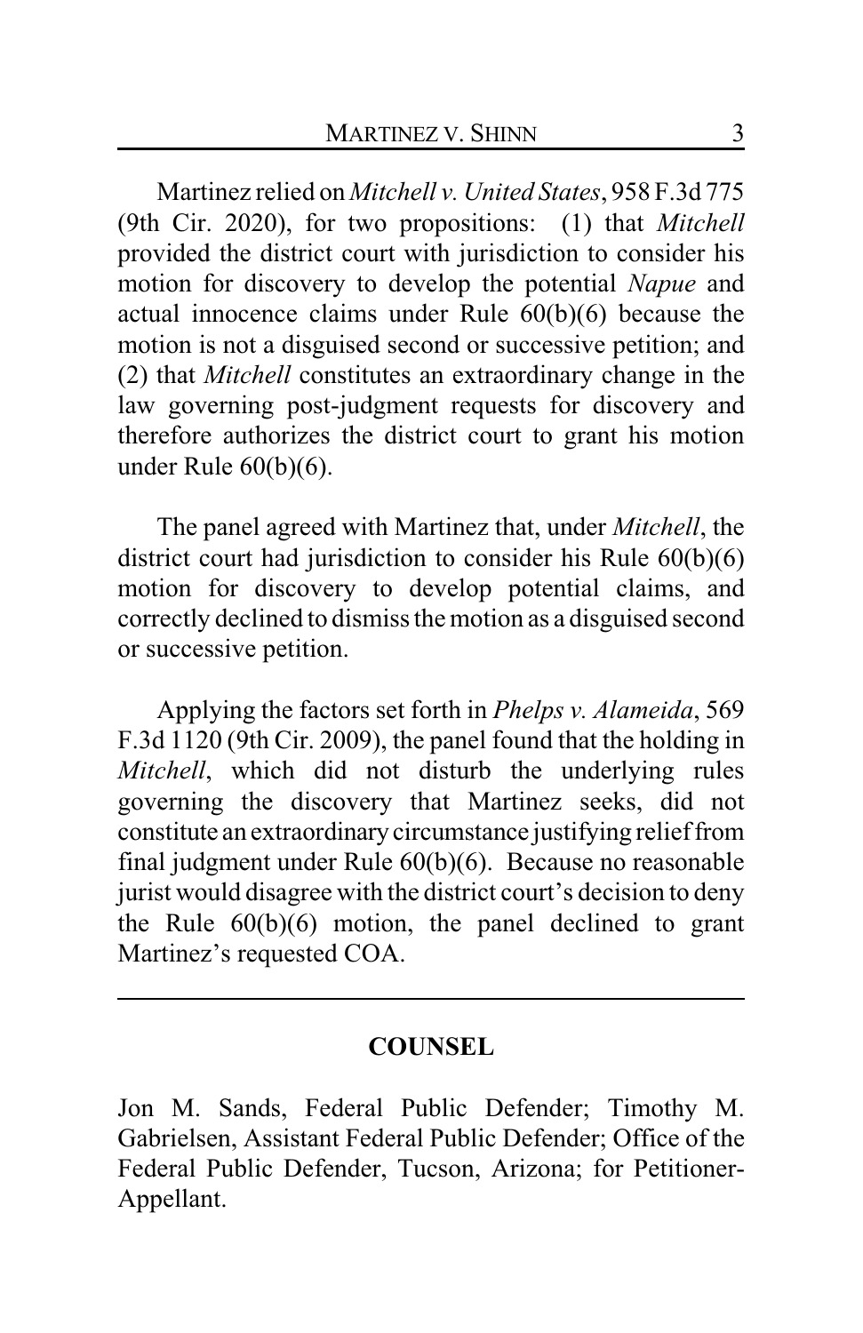Martinez relied on *Mitchell v. United States*, 958 F.3d 775 (9th Cir. 2020), for two propositions: (1) that *Mitchell* provided the district court with jurisdiction to consider his motion for discovery to develop the potential *Napue* and actual innocence claims under Rule 60(b)(6) because the motion is not a disguised second or successive petition; and (2) that *Mitchell* constitutes an extraordinary change in the law governing post-judgment requests for discovery and therefore authorizes the district court to grant his motion under Rule 60(b)(6).

The panel agreed with Martinez that, under *Mitchell*, the district court had jurisdiction to consider his Rule 60(b)(6) motion for discovery to develop potential claims, and correctly declined to dismiss the motion as a disguised second or successive petition.

Applying the factors set forth in *Phelps v. Alameida*, 569 F.3d 1120 (9th Cir. 2009), the panel found that the holding in *Mitchell*, which did not disturb the underlying rules governing the discovery that Martinez seeks, did not constitute an extraordinary circumstance justifying relief from final judgment under Rule 60(b)(6). Because no reasonable jurist would disagree with the district court's decision to deny the Rule 60(b)(6) motion, the panel declined to grant Martinez's requested COA.

---

## COUNSEL

Jon M. Sands, Federal Public Defender; Timothy M. Gabrielsen, Assistant Federal Public Defender; Office of the Federal Public Defender, Tucson, Arizona; for Petitioner-Appellant.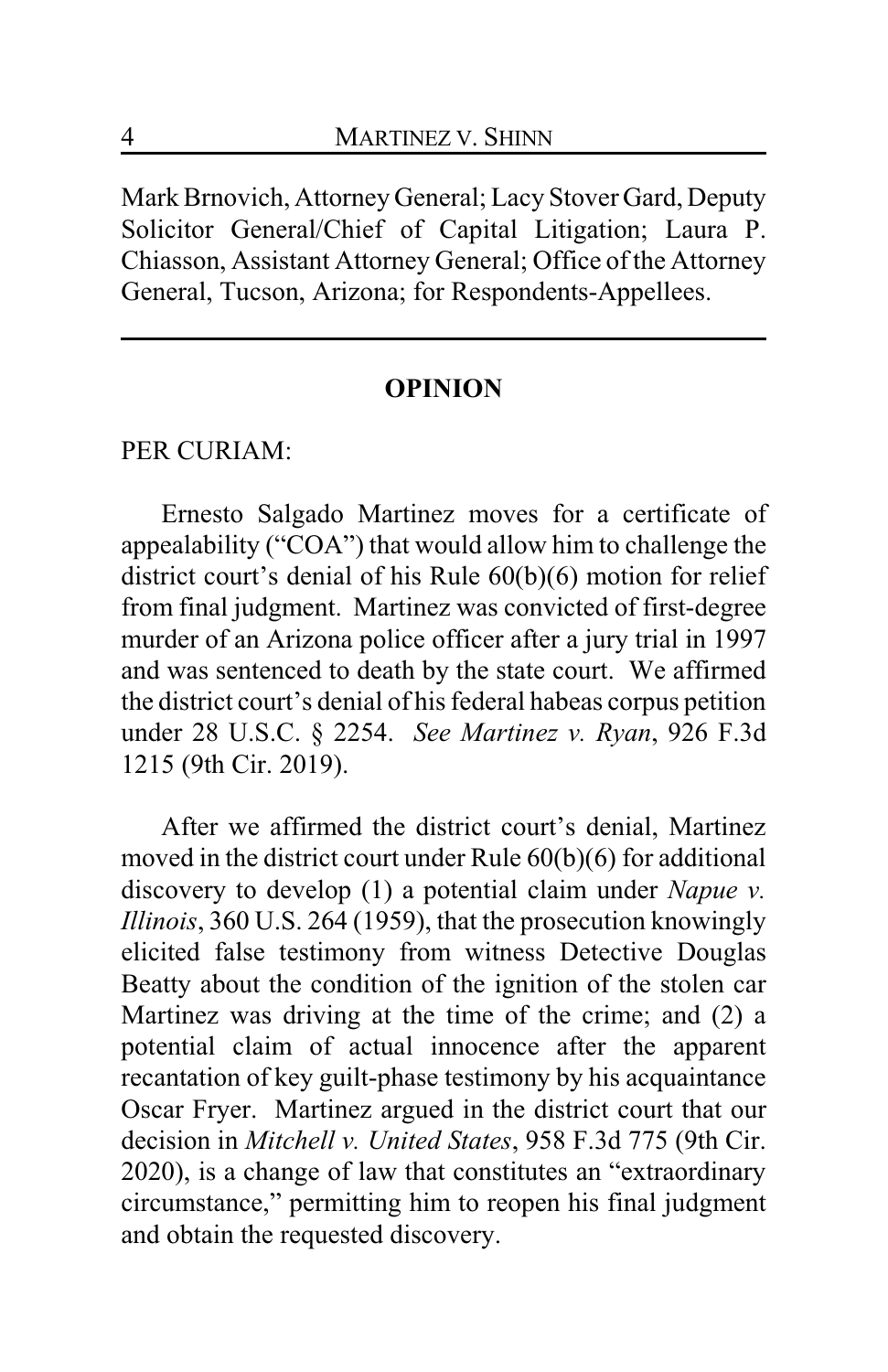Mark Brnovich, Attorney General; Lacy Stover Gard, Deputy Solicitor General/Chief of Capital Litigation; Laura P. Chiasson, Assistant Attorney General; Office of the Attorney General, Tucson, Arizona; for Respondents-Appellees.

---

## OPINION

PER CURIAM:

Ernesto Salgado Martinez moves for a certificate of appealability ("COA") that would allow him to challenge the district court's denial of his Rule 60(b)(6) motion for relief from final judgment. Martinez was convicted of first-degree murder of an Arizona police officer after a jury trial in 1997 and was sentenced to death by the state court. We affirmed the district court's denial of his federal habeas corpus petition under 28 U.S.C. § 2254. *See Martinez v. Ryan*, 926 F.3d 1215 (9th Cir. 2019).

After we affirmed the district court's denial, Martinez moved in the district court under Rule 60(b)(6) for additional discovery to develop (1) a potential claim under *Napue v. Illinois*, 360 U.S. 264 (1959), that the prosecution knowingly elicited false testimony from witness Detective Douglas Beatty about the condition of the ignition of the stolen car Martinez was driving at the time of the crime; and (2) a potential claim of actual innocence after the apparent recantation of key guilt-phase testimony by his acquaintance Oscar Fryer. Martinez argued in the district court that our decision in *Mitchell v. United States*, 958 F.3d 775 (9th Cir. 2020), is a change of law that constitutes an "extraordinary circumstance," permitting him to reopen his final judgment and obtain the requested discovery.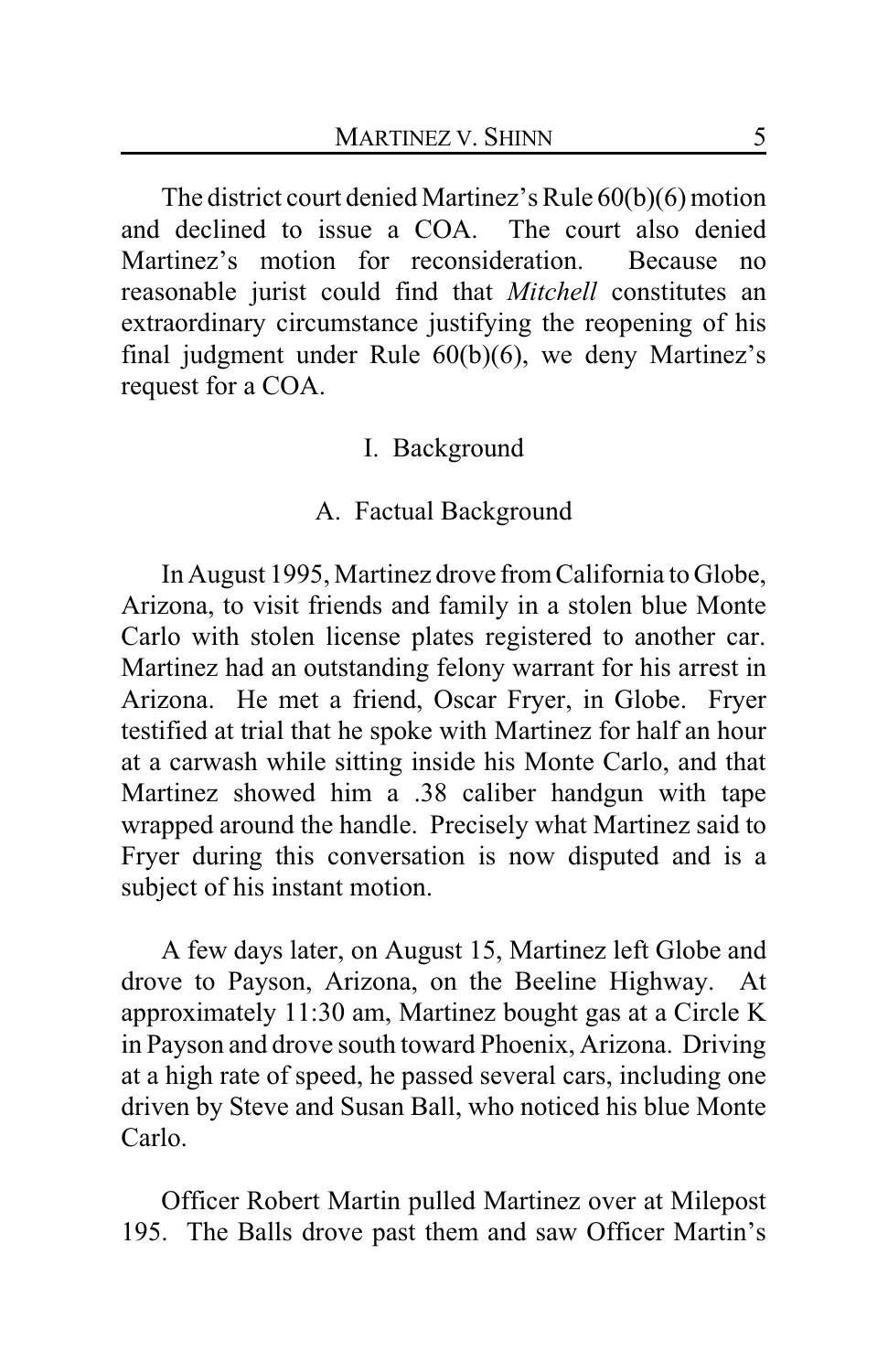The district court denied Martinez's Rule 60(b)(6) motion and declined to issue a COA. The court also denied Martinez's motion for reconsideration. Because no reasonable jurist could find that *Mitchell* constitutes an extraordinary circumstance justifying the reopening of his final judgment under Rule 60(b)(6), we deny Martinez's request for a COA.

## I. Background

### A. Factual Background

In August 1995, Martinez drove from California to Globe, Arizona, to visit friends and family in a stolen blue Monte Carlo with stolen license plates registered to another car. Martinez had an outstanding felony warrant for his arrest in Arizona. He met a friend, Oscar Fryer, in Globe. Fryer testified at trial that he spoke with Martinez for half an hour at a carwash while sitting inside his Monte Carlo, and that Martinez showed him a .38 caliber handgun with tape wrapped around the handle. Precisely what Martinez said to Fryer during this conversation is now disputed and is a subject of his instant motion.

A few days later, on August 15, Martinez left Globe and drove to Payson, Arizona, on the Beeline Highway. At approximately 11:30 am, Martinez bought gas at a Circle K in Payson and drove south toward Phoenix, Arizona. Driving at a high rate of speed, he passed several cars, including one driven by Steve and Susan Ball, who noticed his blue Monte Carlo.

Officer Robert Martin pulled Martinez over at Milepost 195. The Balls drove past them and saw Officer Martin's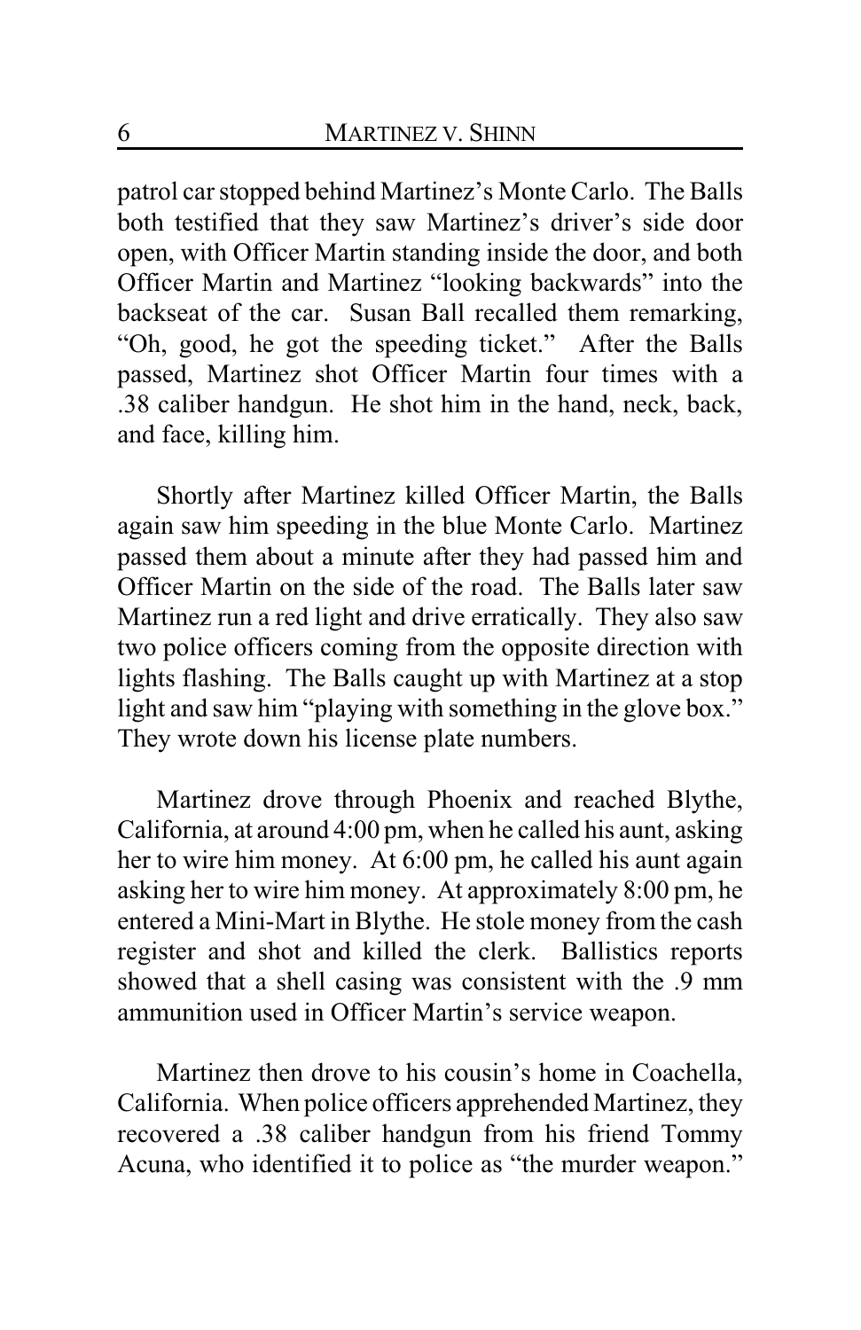patrol car stopped behind Martinez's Monte Carlo. The Balls both testified that they saw Martinez's driver's side door open, with Officer Martin standing inside the door, and both Officer Martin and Martinez "looking backwards" into the backseat of the car. Susan Ball recalled them remarking, "Oh, good, he got the speeding ticket." After the Balls passed, Martinez shot Officer Martin four times with a .38 caliber handgun. He shot him in the hand, neck, back, and face, killing him.

Shortly after Martinez killed Officer Martin, the Balls again saw him speeding in the blue Monte Carlo. Martinez passed them about a minute after they had passed him and Officer Martin on the side of the road. The Balls later saw Martinez run a red light and drive erratically. They also saw two police officers coming from the opposite direction with lights flashing. The Balls caught up with Martinez at a stop light and saw him "playing with something in the glove box." They wrote down his license plate numbers.

Martinez drove through Phoenix and reached Blythe, California, at around 4:00 pm, when he called his aunt, asking her to wire him money. At 6:00 pm, he called his aunt again asking her to wire him money. At approximately 8:00 pm, he entered a Mini-Mart in Blythe. He stole money from the cash register and shot and killed the clerk. Ballistics reports showed that a shell casing was consistent with the .9 mm ammunition used in Officer Martin's service weapon.

Martinez then drove to his cousin's home in Coachella, California. When police officers apprehended Martinez, they recovered a .38 caliber handgun from his friend Tommy Acuna, who identified it to police as "the murder weapon."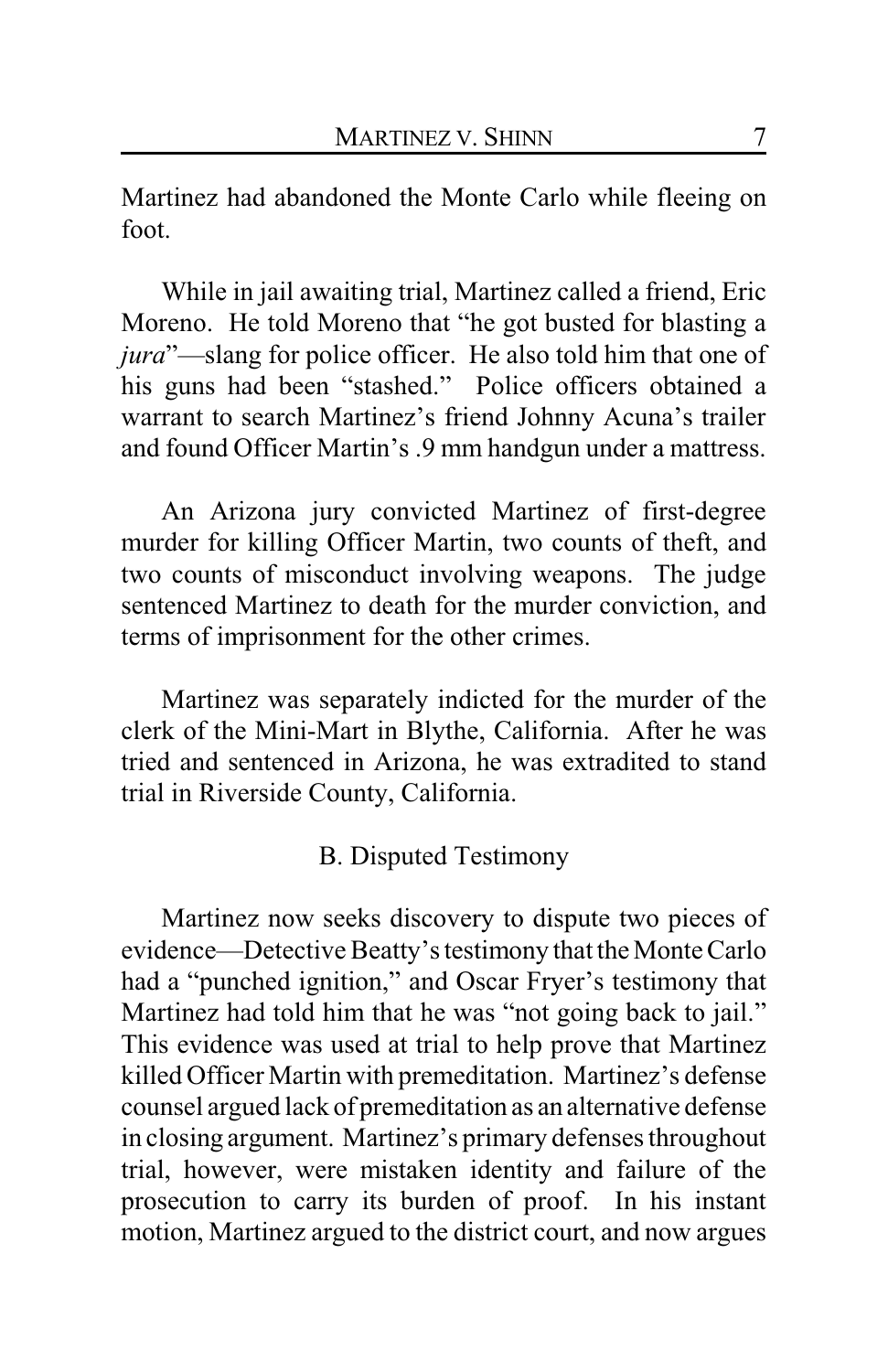Martinez had abandoned the Monte Carlo while fleeing on foot.

While in jail awaiting trial, Martinez called a friend, Eric Moreno. He told Moreno that "he got busted for blasting a *jura*"—slang for police officer. He also told him that one of his guns had been "stashed." Police officers obtained a warrant to search Martinez's friend Johnny Acuna's trailer and found Officer Martin's .9 mm handgun under a mattress.

An Arizona jury convicted Martinez of first-degree murder for killing Officer Martin, two counts of theft, and two counts of misconduct involving weapons. The judge sentenced Martinez to death for the murder conviction, and terms of imprisonment for the other crimes.

Martinez was separately indicted for the murder of the clerk of the Mini-Mart in Blythe, California. After he was tried and sentenced in Arizona, he was extradited to stand trial in Riverside County, California.

### B. Disputed Testimony

Martinez now seeks discovery to dispute two pieces of evidence—Detective Beatty's testimony that the Monte Carlo had a "punched ignition," and Oscar Fryer's testimony that Martinez had told him that he was "not going back to jail." This evidence was used at trial to help prove that Martinez killed Officer Martin with premeditation. Martinez's defense counsel argued lack of premeditation as an alternative defense in closing argument. Martinez's primary defenses throughout trial, however, were mistaken identity and failure of the prosecution to carry its burden of proof. In his instant motion, Martinez argued to the district court, and now argues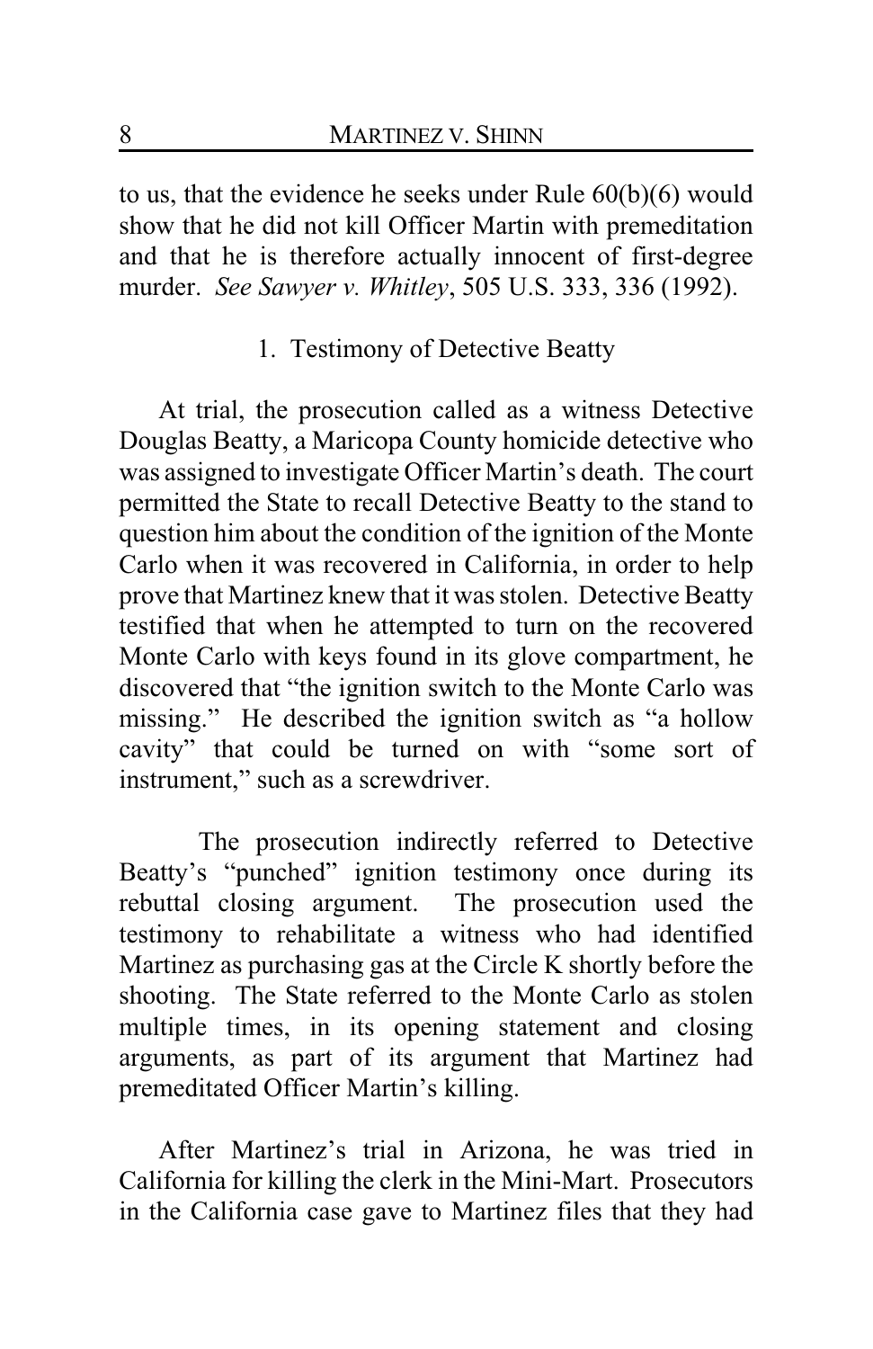to us, that the evidence he seeks under Rule 60(b)(6) would show that he did not kill Officer Martin with premeditation and that he is therefore actually innocent of first-degree murder. *See Sawyer v. Whitley*, 505 U.S. 333, 336 (1992).

1. Testimony of Detective Beatty

At trial, the prosecution called as a witness Detective Douglas Beatty, a Maricopa County homicide detective who was assigned to investigate Officer Martin's death. The court permitted the State to recall Detective Beatty to the stand to question him about the condition of the ignition of the Monte Carlo when it was recovered in California, in order to help prove that Martinez knew that it was stolen. Detective Beatty testified that when he attempted to turn on the recovered Monte Carlo with keys found in its glove compartment, he discovered that "the ignition switch to the Monte Carlo was missing." He described the ignition switch as "a hollow cavity" that could be turned on with "some sort of instrument," such as a screwdriver.

The prosecution indirectly referred to Detective Beatty's "punched" ignition testimony once during its rebuttal closing argument. The prosecution used the testimony to rehabilitate a witness who had identified Martinez as purchasing gas at the Circle K shortly before the shooting. The State referred to the Monte Carlo as stolen multiple times, in its opening statement and closing arguments, as part of its argument that Martinez had premeditated Officer Martin's killing.

After Martinez's trial in Arizona, he was tried in California for killing the clerk in the Mini-Mart. Prosecutors in the California case gave to Martinez files that they had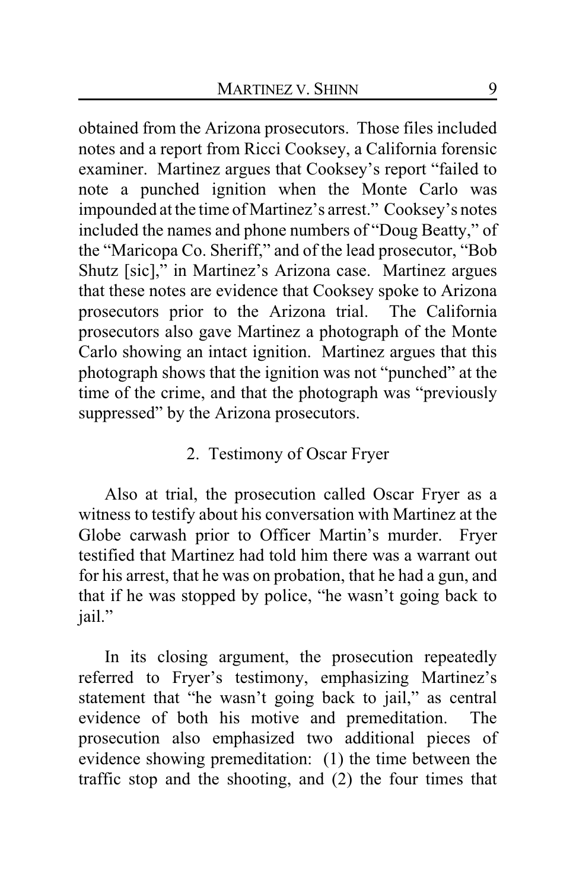obtained from the Arizona prosecutors. Those files included notes and a report from Ricci Cooksey, a California forensic examiner. Martinez argues that Cooksey's report "failed to note a punched ignition when the Monte Carlo was impounded at the time of Martinez's arrest." Cooksey's notes included the names and phone numbers of "Doug Beatty," of the "Maricopa Co. Sheriff," and of the lead prosecutor, "Bob Shutz [sic]," in Martinez's Arizona case. Martinez argues that these notes are evidence that Cooksey spoke to Arizona prosecutors prior to the Arizona trial. The California prosecutors also gave Martinez a photograph of the Monte Carlo showing an intact ignition. Martinez argues that this photograph shows that the ignition was not "punched" at the time of the crime, and that the photograph was "previously suppressed" by the Arizona prosecutors.

2. Testimony of Oscar Fryer

Also at trial, the prosecution called Oscar Fryer as a witness to testify about his conversation with Martinez at the Globe carwash prior to Officer Martin's murder. Fryer testified that Martinez had told him there was a warrant out for his arrest, that he was on probation, that he had a gun, and that if he was stopped by police, "he wasn't going back to jail."

In its closing argument, the prosecution repeatedly referred to Fryer's testimony, emphasizing Martinez's statement that "he wasn't going back to jail," as central evidence of both his motive and premeditation. The prosecution also emphasized two additional pieces of evidence showing premeditation: (1) the time between the traffic stop and the shooting, and (2) the four times that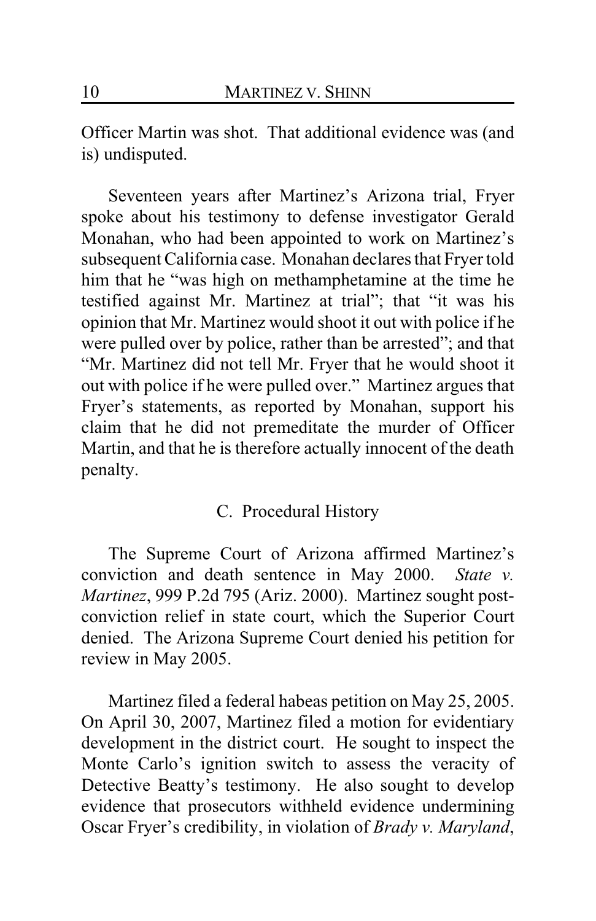Officer Martin was shot. That additional evidence was (and is) undisputed.

Seventeen years after Martinez's Arizona trial, Fryer spoke about his testimony to defense investigator Gerald Monahan, who had been appointed to work on Martinez's subsequent California case. Monahan declares that Fryer told him that he "was high on methamphetamine at the time he testified against Mr. Martinez at trial"; that "it was his opinion that Mr. Martinez would shoot it out with police if he were pulled over by police, rather than be arrested"; and that "Mr. Martinez did not tell Mr. Fryer that he would shoot it out with police if he were pulled over." Martinez argues that Fryer's statements, as reported by Monahan, support his claim that he did not premeditate the murder of Officer Martin, and that he is therefore actually innocent of the death penalty.

## C. Procedural History

The Supreme Court of Arizona affirmed Martinez's conviction and death sentence in May 2000. *State v. Martinez*, 999 P.2d 795 (Ariz. 2000). Martinez sought post-conviction relief in state court, which the Superior Court denied. The Arizona Supreme Court denied his petition for review in May 2005.

Martinez filed a federal habeas petition on May 25, 2005. On April 30, 2007, Martinez filed a motion for evidentiary development in the district court. He sought to inspect the Monte Carlo's ignition switch to assess the veracity of Detective Beatty's testimony. He also sought to develop evidence that prosecutors withheld evidence undermining Oscar Fryer's credibility, in violation of *Brady v. Maryland*,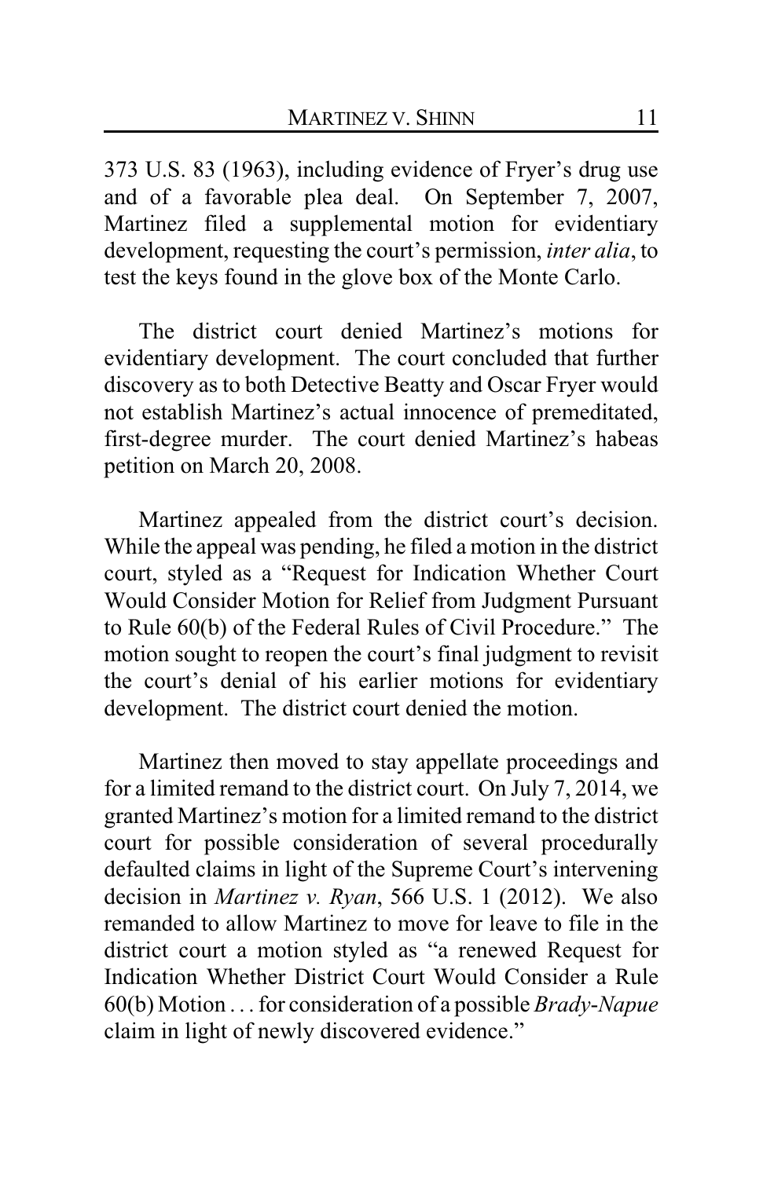373 U.S. 83 (1963), including evidence of Fryer's drug use and of a favorable plea deal. On September 7, 2007, Martinez filed a supplemental motion for evidentiary development, requesting the court's permission, *inter alia*, to test the keys found in the glove box of the Monte Carlo.

The district court denied Martinez's motions for evidentiary development. The court concluded that further discovery as to both Detective Beatty and Oscar Fryer would not establish Martinez's actual innocence of premeditated, first-degree murder. The court denied Martinez's habeas petition on March 20, 2008.

Martinez appealed from the district court's decision. While the appeal was pending, he filed a motion in the district court, styled as a "Request for Indication Whether Court Would Consider Motion for Relief from Judgment Pursuant to Rule 60(b) of the Federal Rules of Civil Procedure." The motion sought to reopen the court's final judgment to revisit the court's denial of his earlier motions for evidentiary development. The district court denied the motion.

Martinez then moved to stay appellate proceedings and for a limited remand to the district court. On July 7, 2014, we granted Martinez's motion for a limited remand to the district court for possible consideration of several procedurally defaulted claims in light of the Supreme Court's intervening decision in *Martinez v. Ryan*, 566 U.S. 1 (2012). We also remanded to allow Martinez to move for leave to file in the district court a motion styled as "a renewed Request for Indication Whether District Court Would Consider a Rule 60(b) Motion . . . for consideration of a possible *Brady-Napue* claim in light of newly discovered evidence."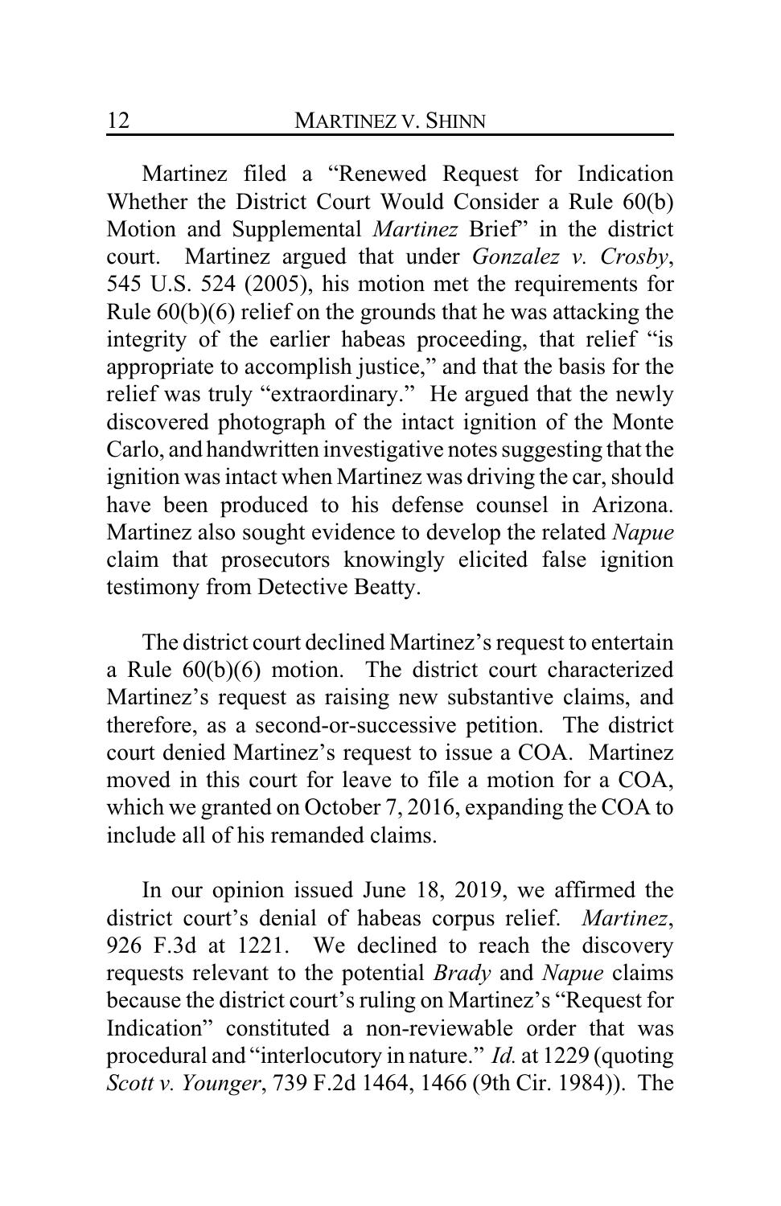Martinez filed a "Renewed Request for Indication Whether the District Court Would Consider a Rule 60(b) Motion and Supplemental *Martinez* Brief" in the district court. Martinez argued that under *Gonzalez v. Crosby*, 545 U.S. 524 (2005), his motion met the requirements for Rule 60(b)(6) relief on the grounds that he was attacking the integrity of the earlier habeas proceeding, that relief "is appropriate to accomplish justice," and that the basis for the relief was truly "extraordinary." He argued that the newly discovered photograph of the intact ignition of the Monte Carlo, and handwritten investigative notes suggesting that the ignition was intact when Martinez was driving the car, should have been produced to his defense counsel in Arizona. Martinez also sought evidence to develop the related *Napue* claim that prosecutors knowingly elicited false ignition testimony from Detective Beatty.

The district court declined Martinez's request to entertain a Rule 60(b)(6) motion. The district court characterized Martinez's request as raising new substantive claims, and therefore, as a second-or-successive petition. The district court denied Martinez's request to issue a COA. Martinez moved in this court for leave to file a motion for a COA, which we granted on October 7, 2016, expanding the COA to include all of his remanded claims.

In our opinion issued June 18, 2019, we affirmed the district court's denial of habeas corpus relief. *Martinez*, 926 F.3d at 1221. We declined to reach the discovery requests relevant to the potential *Brady* and *Napue* claims because the district court's ruling on Martinez's "Request for Indication" constituted a non-reviewable order that was procedural and "interlocutory in nature." *Id.* at 1229 (quoting *Scott v. Younger*, 739 F.2d 1464, 1466 (9th Cir. 1984)). The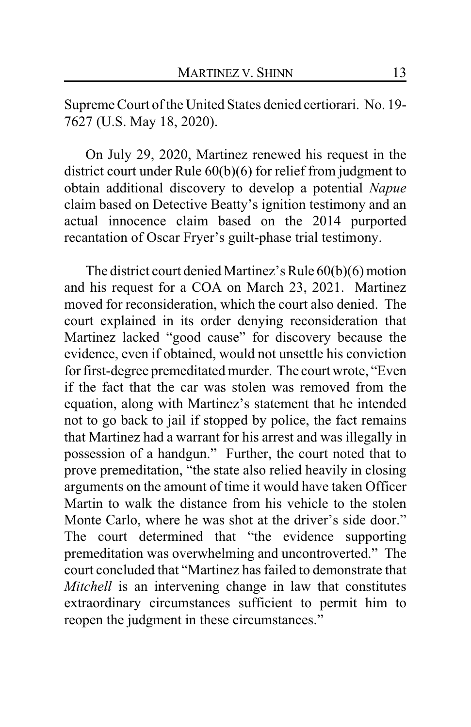Supreme Court of the United States denied certiorari. No. 19-7627 (U.S. May 18, 2020).

On July 29, 2020, Martinez renewed his request in the district court under Rule 60(b)(6) for relief from judgment to obtain additional discovery to develop a potential *Napue* claim based on Detective Beatty's ignition testimony and an actual innocence claim based on the 2014 purported recantation of Oscar Fryer's guilt-phase trial testimony.

The district court denied Martinez's Rule 60(b)(6) motion and his request for a COA on March 23, 2021. Martinez moved for reconsideration, which the court also denied. The court explained in its order denying reconsideration that Martinez lacked "good cause" for discovery because the evidence, even if obtained, would not unsettle his conviction for first-degree premeditated murder. The court wrote, "Even if the fact that the car was stolen was removed from the equation, along with Martinez's statement that he intended not to go back to jail if stopped by police, the fact remains that Martinez had a warrant for his arrest and was illegally in possession of a handgun." Further, the court noted that to prove premeditation, "the state also relied heavily in closing arguments on the amount of time it would have taken Officer Martin to walk the distance from his vehicle to the stolen Monte Carlo, where he was shot at the driver's side door." The court determined that "the evidence supporting premeditation was overwhelming and uncontroverted." The court concluded that "Martinez has failed to demonstrate that *Mitchell* is an intervening change in law that constitutes extraordinary circumstances sufficient to permit him to reopen the judgment in these circumstances."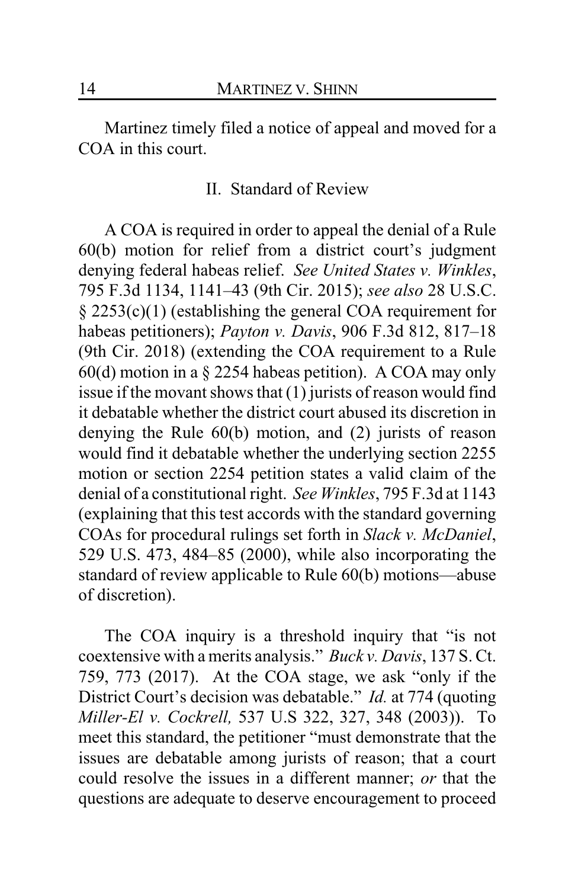Martinez timely filed a notice of appeal and moved for a COA in this court.

## II. Standard of Review

A COA is required in order to appeal the denial of a Rule 60(b) motion for relief from a district court's judgment denying federal habeas relief. *See United States v. Winkles*, 795 F.3d 1134, 1141–43 (9th Cir. 2015); *see also* 28 U.S.C. § 2253(c)(1) (establishing the general COA requirement for habeas petitioners); *Payton v. Davis*, 906 F.3d 812, 817–18 (9th Cir. 2018) (extending the COA requirement to a Rule 60(d) motion in a § 2254 habeas petition). A COA may only issue if the movant shows that (1) jurists of reason would find it debatable whether the district court abused its discretion in denying the Rule 60(b) motion, and (2) jurists of reason would find it debatable whether the underlying section 2255 motion or section 2254 petition states a valid claim of the denial of a constitutional right. *See Winkles*, 795 F.3d at 1143 (explaining that this test accords with the standard governing COAs for procedural rulings set forth in *Slack v. McDaniel*, 529 U.S. 473, 484–85 (2000), while also incorporating the standard of review applicable to Rule 60(b) motions—abuse of discretion).

The COA inquiry is a threshold inquiry that "is not coextensive with a merits analysis." *Buck v. Davis*, 137 S. Ct. 759, 773 (2017). At the COA stage, we ask "only if the District Court's decision was debatable." *Id.* at 774 (quoting *Miller-El v. Cockrell,* 537 U.S 322, 327, 348 (2003)). To meet this standard, the petitioner "must demonstrate that the issues are debatable among jurists of reason; that a court could resolve the issues in a different manner; *or* that the questions are adequate to deserve encouragement to proceed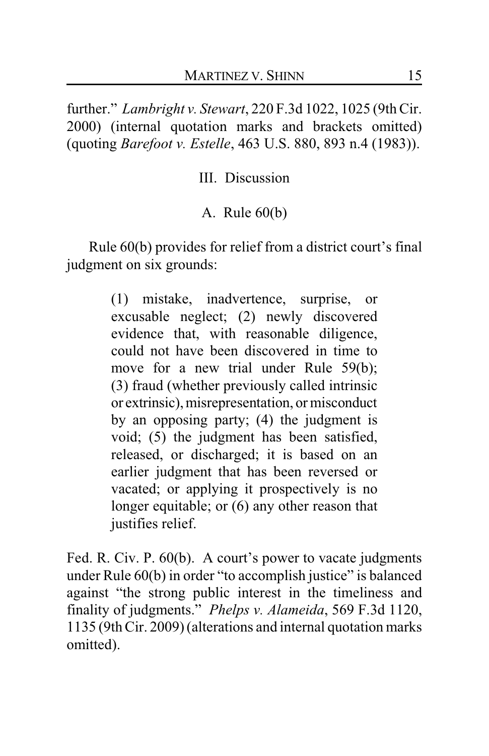further." *Lambright v. Stewart*, 220 F.3d 1022, 1025 (9th Cir. 2000) (internal quotation marks and brackets omitted) (quoting *Barefoot v. Estelle*, 463 U.S. 880, 893 n.4 (1983)).

## III. Discussion

### A. Rule 60(b)

Rule 60(b) provides for relief from a district court's final judgment on six grounds:

> (1) mistake, inadvertence, surprise, or excusable neglect; (2) newly discovered evidence that, with reasonable diligence, could not have been discovered in time to move for a new trial under Rule 59(b); (3) fraud (whether previously called intrinsic or extrinsic), misrepresentation, or misconduct by an opposing party; (4) the judgment is void; (5) the judgment has been satisfied, released, or discharged; it is based on an earlier judgment that has been reversed or vacated; or applying it prospectively is no longer equitable; or (6) any other reason that justifies relief.

Fed. R. Civ. P. 60(b). A court's power to vacate judgments under Rule 60(b) in order "to accomplish justice" is balanced against "the strong public interest in the timeliness and finality of judgments." *Phelps v. Alameida*, 569 F.3d 1120, 1135 (9th Cir. 2009) (alterations and internal quotation marks omitted).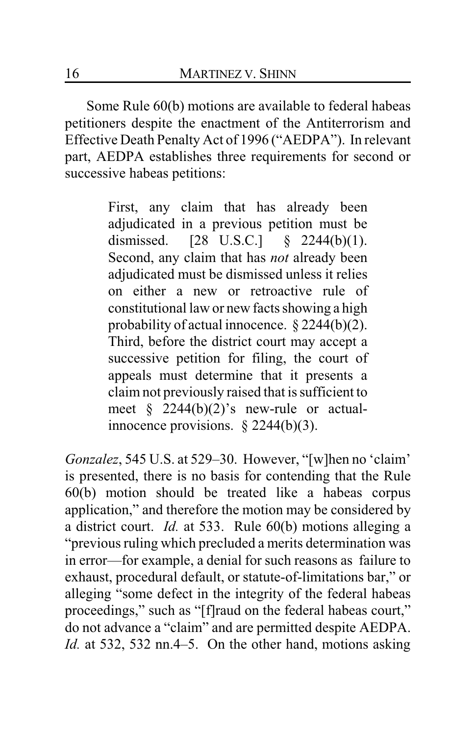Some Rule 60(b) motions are available to federal habeas petitioners despite the enactment of the Antiterrorism and Effective Death Penalty Act of 1996 ("AEDPA"). In relevant part, AEDPA establishes three requirements for second or successive habeas petitions:

> First, any claim that has already been adjudicated in a previous petition must be dismissed. [28 U.S.C.] § 2244(b)(1). Second, any claim that has *not* already been adjudicated must be dismissed unless it relies on either a new or retroactive rule of constitutional law or new facts showing a high probability of actual innocence. § 2244(b)(2). Third, before the district court may accept a successive petition for filing, the court of appeals must determine that it presents a claim not previously raised that is sufficient to meet § 2244(b)(2)'s new-rule or actual-innocence provisions. § 2244(b)(3).

*Gonzalez*, 545 U.S. at 529–30. However, "[w]hen no 'claim' is presented, there is no basis for contending that the Rule 60(b) motion should be treated like a habeas corpus application," and therefore the motion may be considered by a district court. *Id.* at 533. Rule 60(b) motions alleging a "previous ruling which precluded a merits determination was in error—for example, a denial for such reasons as failure to exhaust, procedural default, or statute-of-limitations bar," or alleging "some defect in the integrity of the federal habeas proceedings," such as "[f]raud on the federal habeas court," do not advance a "claim" and are permitted despite AEDPA. *Id.* at 532, 532 nn.4–5. On the other hand, motions asking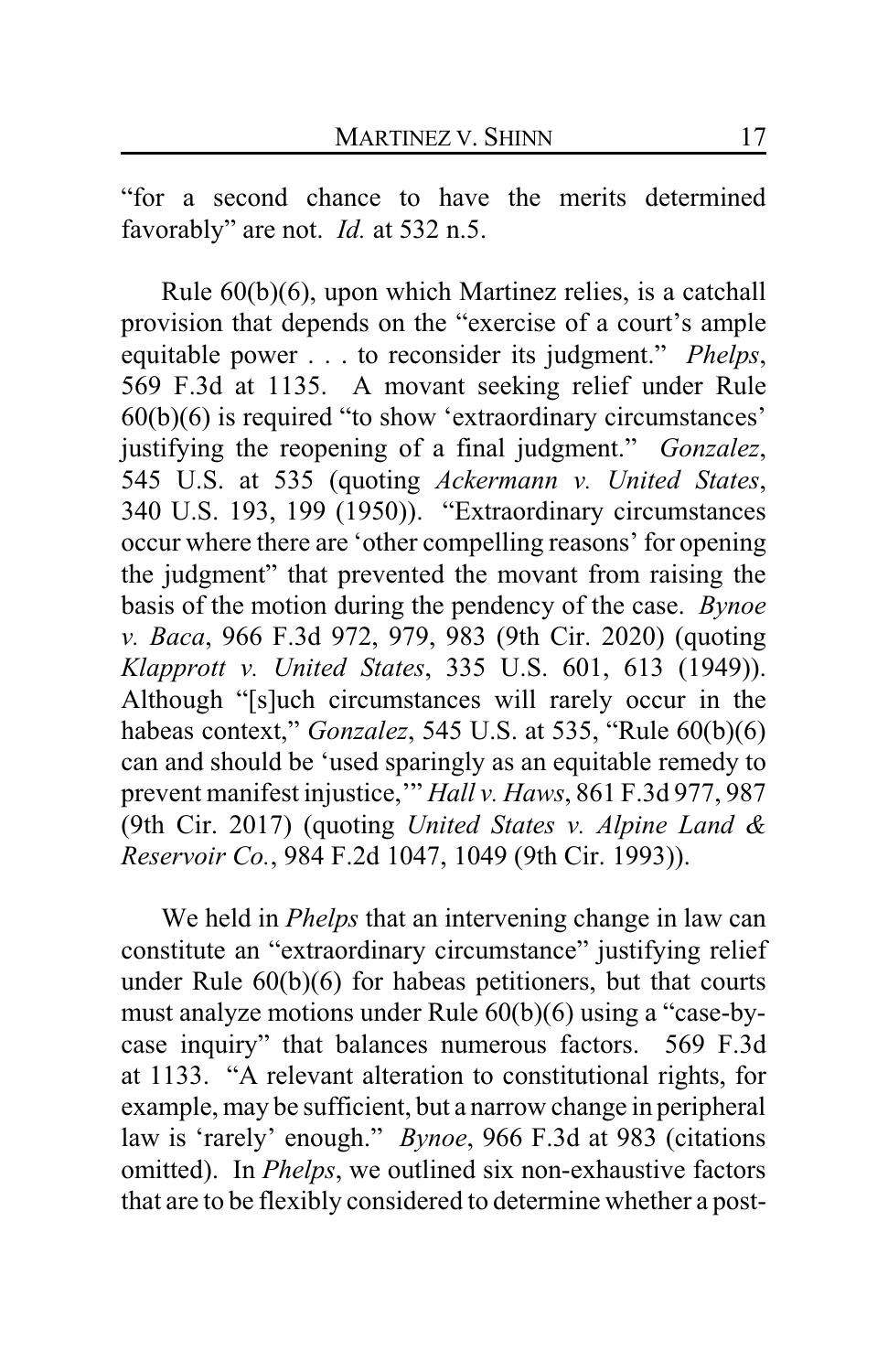"for a second chance to have the merits determined favorably" are not. *Id.* at 532 n.5.

Rule 60(b)(6), upon which Martinez relies, is a catchall provision that depends on the "exercise of a court's ample equitable power . . . to reconsider its judgment." *Phelps*, 569 F.3d at 1135. A movant seeking relief under Rule 60(b)(6) is required "to show 'extraordinary circumstances' justifying the reopening of a final judgment." *Gonzalez*, 545 U.S. at 535 (quoting *Ackermann v. United States*, 340 U.S. 193, 199 (1950)). "Extraordinary circumstances occur where there are 'other compelling reasons' for opening the judgment" that prevented the movant from raising the basis of the motion during the pendency of the case. *Bynoe v. Baca*, 966 F.3d 972, 979, 983 (9th Cir. 2020) (quoting *Klapprott v. United States*, 335 U.S. 601, 613 (1949)). Although "[s]uch circumstances will rarely occur in the habeas context," *Gonzalez*, 545 U.S. at 535, "Rule 60(b)(6) can and should be 'used sparingly as an equitable remedy to prevent manifest injustice,'" *Hall v. Haws*, 861 F.3d 977, 987 (9th Cir. 2017) (quoting *United States v. Alpine Land & Reservoir Co.*, 984 F.2d 1047, 1049 (9th Cir. 1993)).

We held in *Phelps* that an intervening change in law can constitute an "extraordinary circumstance" justifying relief under Rule 60(b)(6) for habeas petitioners, but that courts must analyze motions under Rule 60(b)(6) using a "case-by-case inquiry" that balances numerous factors. 569 F.3d at 1133. "A relevant alteration to constitutional rights, for example, may be sufficient, but a narrow change in peripheral law is 'rarely' enough." *Bynoe*, 966 F.3d at 983 (citations omitted). In *Phelps*, we outlined six non-exhaustive factors that are to be flexibly considered to determine whether a post-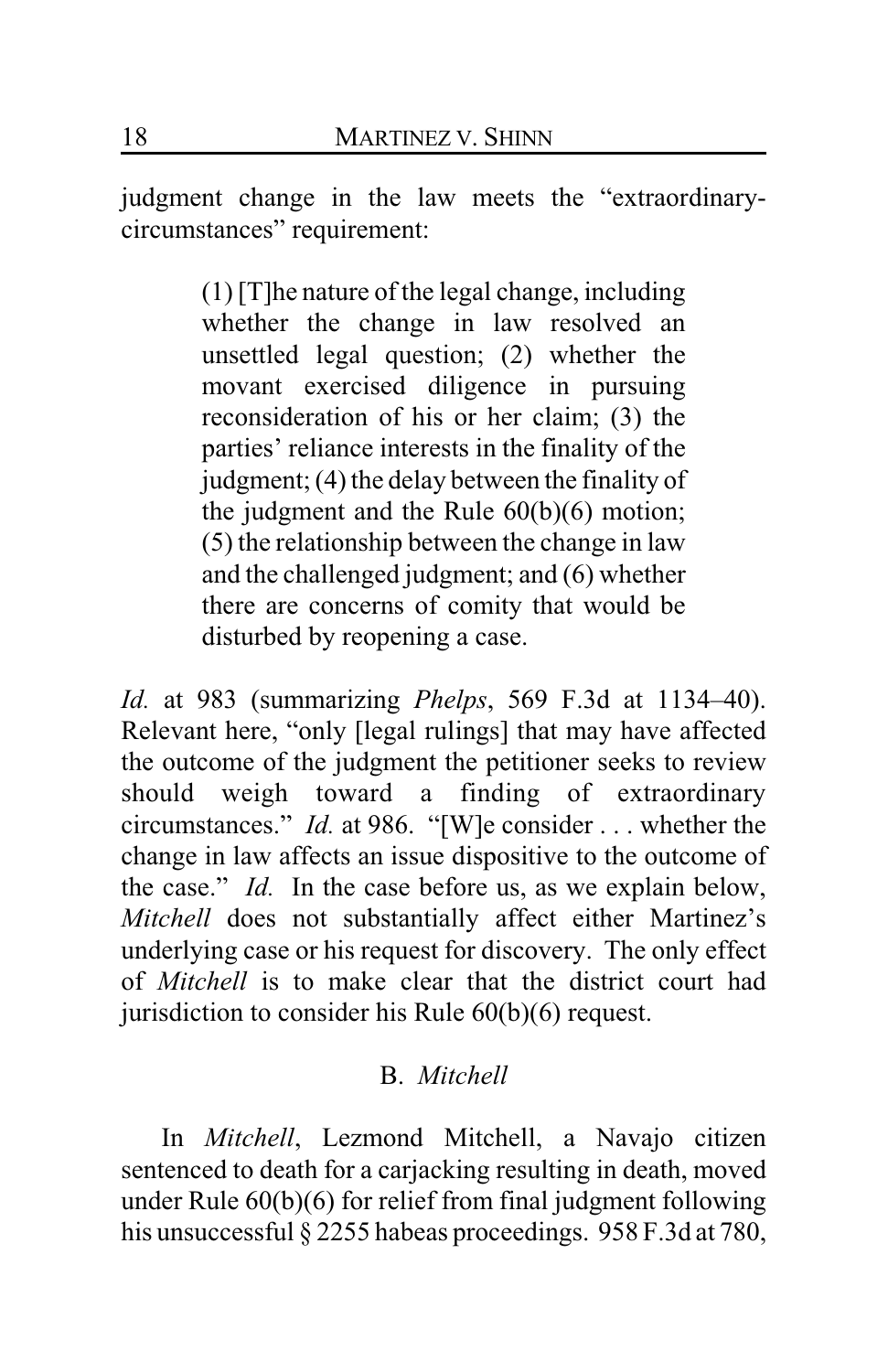judgment change in the law meets the "extraordinary-circumstances" requirement:

> (1) [T]he nature of the legal change, including whether the change in law resolved an unsettled legal question; (2) whether the movant exercised diligence in pursuing reconsideration of his or her claim; (3) the parties' reliance interests in the finality of the judgment; (4) the delay between the finality of the judgment and the Rule 60(b)(6) motion; (5) the relationship between the change in law and the challenged judgment; and (6) whether there are concerns of comity that would be disturbed by reopening a case.

*Id.* at 983 (summarizing *Phelps*, 569 F.3d at 1134–40). Relevant here, "only [legal rulings] that may have affected the outcome of the judgment the petitioner seeks to review should weigh toward a finding of extraordinary circumstances." *Id.* at 986. "[W]e consider . . . whether the change in law affects an issue dispositive to the outcome of the case." *Id.* In the case before us, as we explain below, *Mitchell* does not substantially affect either Martinez's underlying case or his request for discovery. The only effect of *Mitchell* is to make clear that the district court had jurisdiction to consider his Rule 60(b)(6) request.

### B. *Mitchell*

In *Mitchell*, Lezmond Mitchell, a Navajo citizen sentenced to death for a carjacking resulting in death, moved under Rule 60(b)(6) for relief from final judgment following his unsuccessful § 2255 habeas proceedings. 958 F.3d at 780,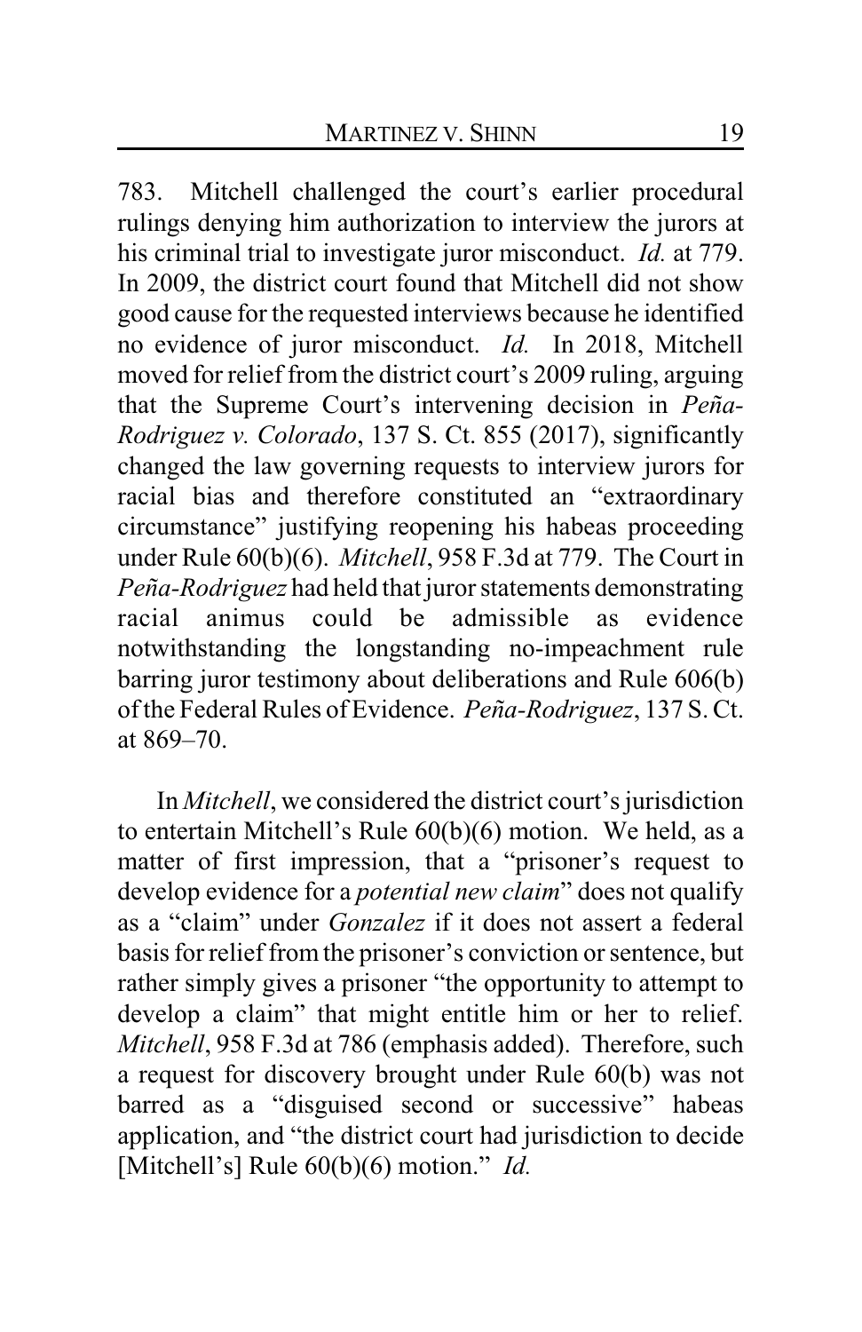783. Mitchell challenged the court's earlier procedural rulings denying him authorization to interview the jurors at his criminal trial to investigate juror misconduct. *Id.* at 779. In 2009, the district court found that Mitchell did not show good cause for the requested interviews because he identified no evidence of juror misconduct. *Id.* In 2018, Mitchell moved for relief from the district court's 2009 ruling, arguing that the Supreme Court's intervening decision in *Peña-Rodriguez v. Colorado*, 137 S. Ct. 855 (2017), significantly changed the law governing requests to interview jurors for racial bias and therefore constituted an "extraordinary circumstance" justifying reopening his habeas proceeding under Rule 60(b)(6). *Mitchell*, 958 F.3d at 779. The Court in *Peña-Rodriguez* had held that juror statements demonstrating racial animus could be admissible as evidence notwithstanding the longstanding no-impeachment rule barring juror testimony about deliberations and Rule 606(b) of the Federal Rules of Evidence. *Peña-Rodriguez*, 137 S. Ct. at 869–70.

In *Mitchell*, we considered the district court's jurisdiction to entertain Mitchell's Rule 60(b)(6) motion. We held, as a matter of first impression, that a "prisoner's request to develop evidence for a *potential new claim*" does not qualify as a "claim" under *Gonzalez* if it does not assert a federal basis for relief from the prisoner's conviction or sentence, but rather simply gives a prisoner "the opportunity to attempt to develop a claim" that might entitle him or her to relief. *Mitchell*, 958 F.3d at 786 (emphasis added). Therefore, such a request for discovery brought under Rule 60(b) was not barred as a "disguised second or successive" habeas application, and "the district court had jurisdiction to decide [Mitchell's] Rule 60(b)(6) motion." *Id.*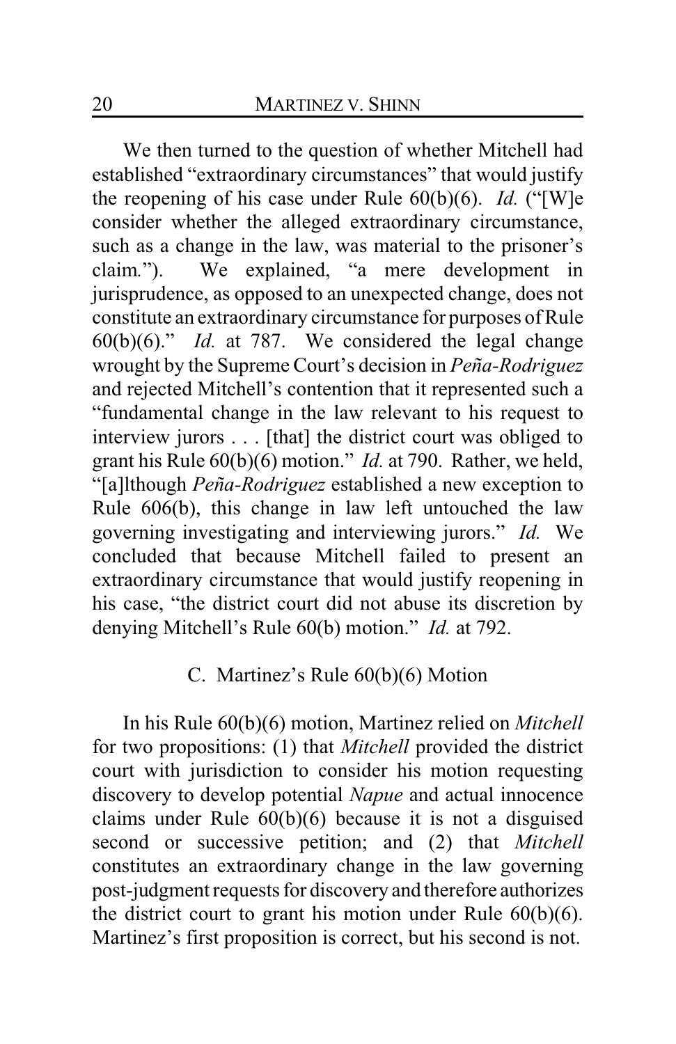We then turned to the question of whether Mitchell had established "extraordinary circumstances" that would justify the reopening of his case under Rule 60(b)(6). *Id.* ("[W]e consider whether the alleged extraordinary circumstance, such as a change in the law, was material to the prisoner's claim."). We explained, "a mere development in jurisprudence, as opposed to an unexpected change, does not constitute an extraordinary circumstance for purposes of Rule 60(b)(6)." *Id.* at 787. We considered the legal change wrought by the Supreme Court's decision in *Peña-Rodriguez* and rejected Mitchell's contention that it represented such a "fundamental change in the law relevant to his request to interview jurors . . . [that] the district court was obliged to grant his Rule 60(b)(6) motion." *Id.* at 790. Rather, we held, "[a]lthough *Peña-Rodriguez* established a new exception to Rule 606(b), this change in law left untouched the law governing investigating and interviewing jurors." *Id.* We concluded that because Mitchell failed to present an extraordinary circumstance that would justify reopening in his case, "the district court did not abuse its discretion by denying Mitchell's Rule 60(b) motion." *Id.* at 792.

### C. Martinez's Rule 60(b)(6) Motion

In his Rule 60(b)(6) motion, Martinez relied on *Mitchell* for two propositions: (1) that *Mitchell* provided the district court with jurisdiction to consider his motion requesting discovery to develop potential *Napue* and actual innocence claims under Rule 60(b)(6) because it is not a disguised second or successive petition; and (2) that *Mitchell* constitutes an extraordinary change in the law governing post-judgment requests for discovery and therefore authorizes the district court to grant his motion under Rule 60(b)(6). Martinez's first proposition is correct, but his second is not.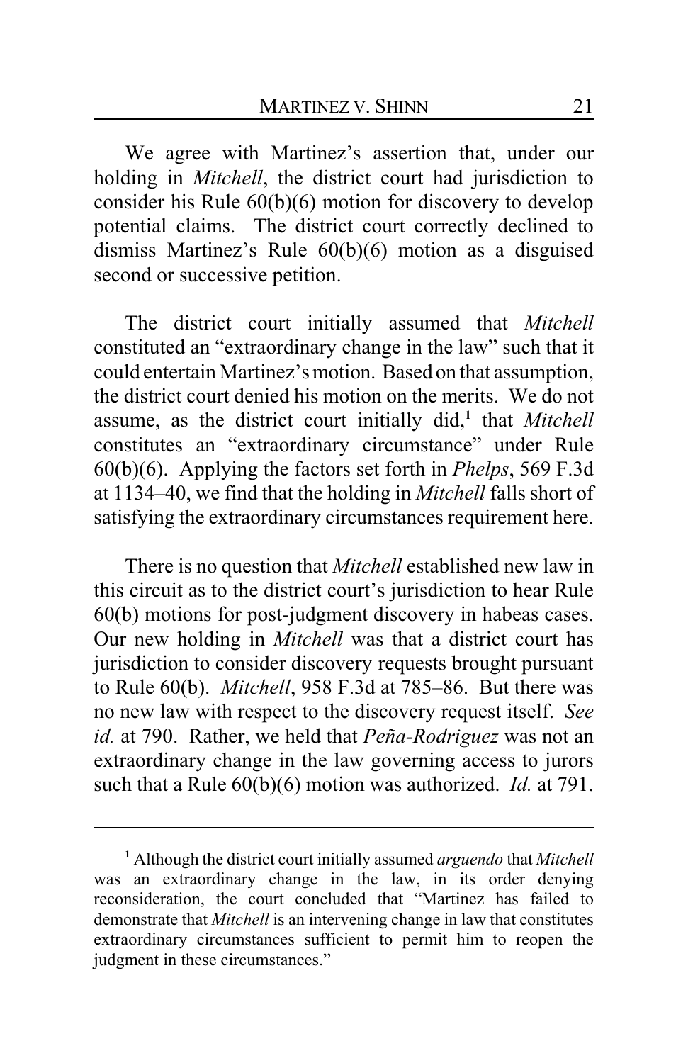We agree with Martinez's assertion that, under our holding in *Mitchell*, the district court had jurisdiction to consider his Rule 60(b)(6) motion for discovery to develop potential claims. The district court correctly declined to dismiss Martinez's Rule 60(b)(6) motion as a disguised second or successive petition.

The district court initially assumed that *Mitchell* constituted an "extraordinary change in the law" such that it could entertain Martinez's motion. Based on that assumption, the district court denied his motion on the merits. We do not assume, as the district court initially did,[1] that *Mitchell* constitutes an "extraordinary circumstance" under Rule 60(b)(6). Applying the factors set forth in *Phelps*, 569 F.3d at 1134–40, we find that the holding in *Mitchell* falls short of satisfying the extraordinary circumstances requirement here.

There is no question that *Mitchell* established new law in this circuit as to the district court's jurisdiction to hear Rule 60(b) motions for post-judgment discovery in habeas cases. Our new holding in *Mitchell* was that a district court has jurisdiction to consider discovery requests brought pursuant to Rule 60(b). *Mitchell*, 958 F.3d at 785–86. But there was no new law with respect to the discovery request itself. *See id.* at 790. Rather, we held that *Peña-Rodriguez* was not an extraordinary change in the law governing access to jurors such that a Rule 60(b)(6) motion was authorized. *Id.* at 791.

[1] Although the district court initially assumed *arguendo* that *Mitchell* was an extraordinary change in the law, in its order denying reconsideration, the court concluded that "Martinez has failed to demonstrate that *Mitchell* is an intervening change in law that constitutes extraordinary circumstances sufficient to permit him to reopen the judgment in these circumstances."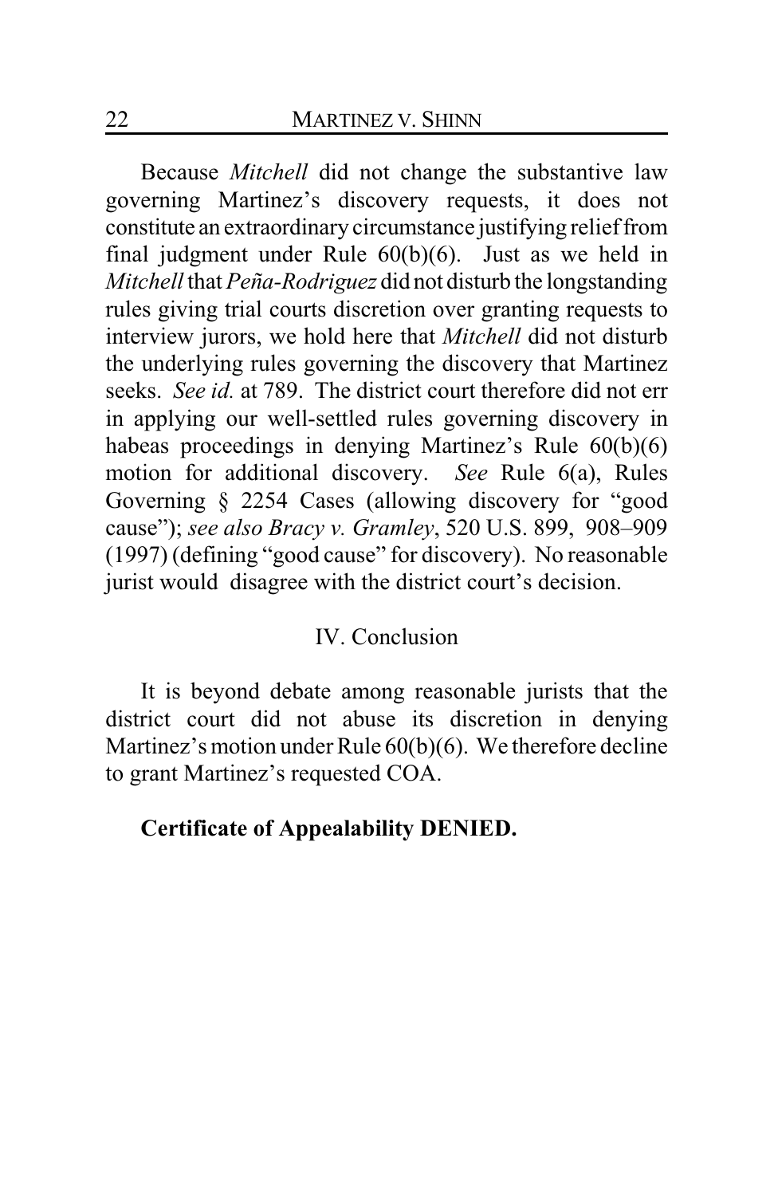Because *Mitchell* did not change the substantive law governing Martinez's discovery requests, it does not constitute an extraordinary circumstance justifying relief from final judgment under Rule 60(b)(6). Just as we held in *Mitchell* that *Peña-Rodriguez* did not disturb the longstanding rules giving trial courts discretion over granting requests to interview jurors, we hold here that *Mitchell* did not disturb the underlying rules governing the discovery that Martinez seeks. *See id.* at 789. The district court therefore did not err in applying our well-settled rules governing discovery in habeas proceedings in denying Martinez's Rule 60(b)(6) motion for additional discovery. *See* Rule 6(a), Rules Governing § 2254 Cases (allowing discovery for "good cause"); *see also Bracy v. Gramley*, 520 U.S. 899, 908–909 (1997) (defining "good cause" for discovery). No reasonable jurist would disagree with the district court's decision.

## IV. Conclusion

It is beyond debate among reasonable jurists that the district court did not abuse its discretion in denying Martinez's motion under Rule 60(b)(6). We therefore decline to grant Martinez's requested COA.

**Certificate of Appealability DENIED.**